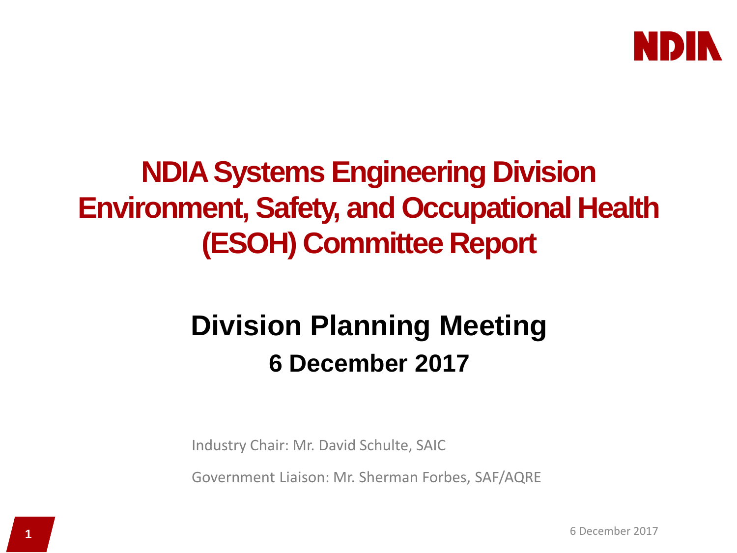NDIA

# NDIA Systems Engineering Division Environment, Safety, and Occupational Health (ESOH) Committee Report

## Division Planning Meeting

### 6 December 2017

Industry Chair: Mr. David Schulte, SAIC

Government Liaison: Mr. Sherman Forbes, SAF/AQRE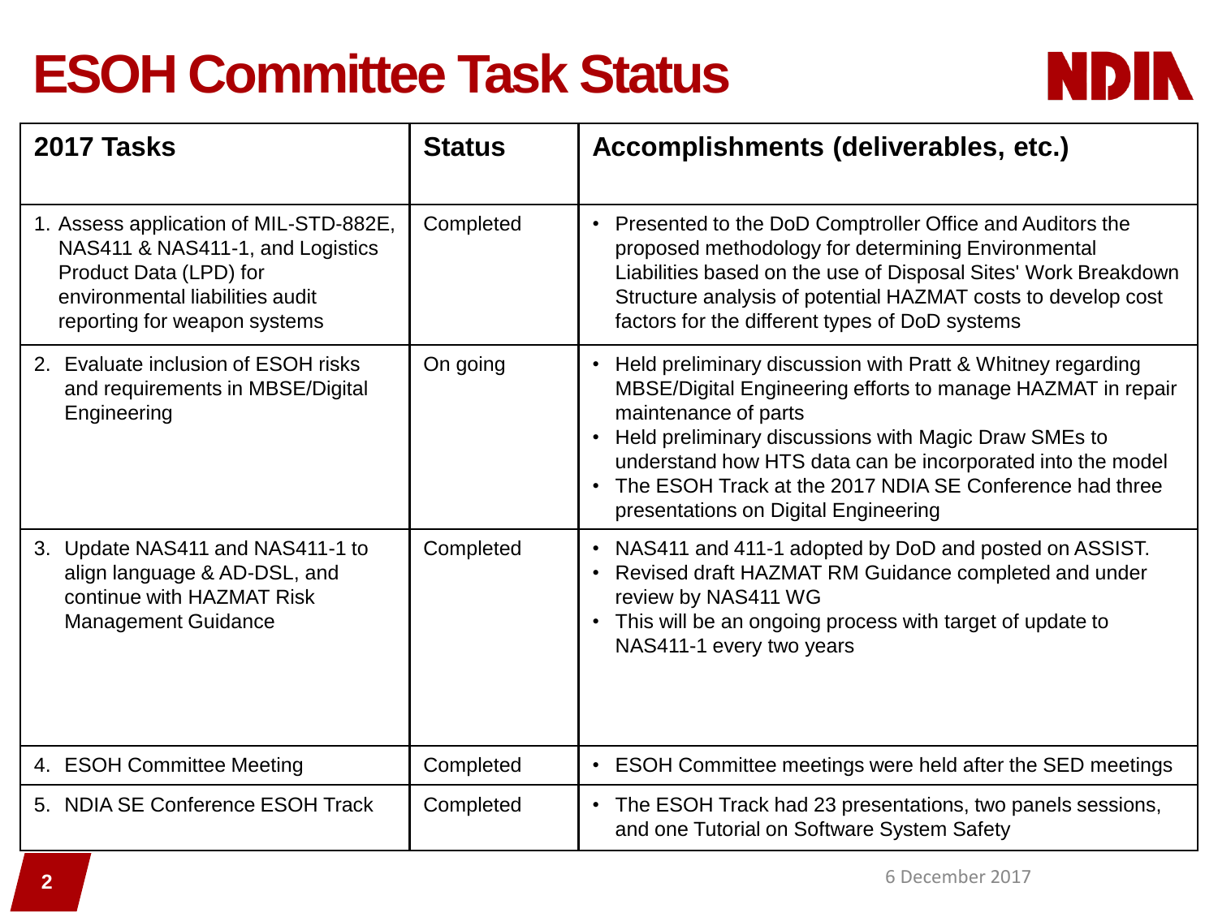# ESOH Committee Task Status

| 2017 Tasks | Status | Accomplishments (deliverables, etc.) |
|---|---|---|
| 1. Assess application of MIL-STD-882E, NAS411 & NAS411-1, and Logistics Product Data (LPD) for environmental liabilities audit reporting for weapon systems | Completed | • Presented to the DoD Comptroller Office and Auditors the proposed methodology for determining Environmental Liabilities based on the use of Disposal Sites' Work Breakdown Structure analysis of potential HAZMAT costs to develop cost factors for the different types of DoD systems |
| 2. Evaluate inclusion of ESOH risks and requirements in MBSE/Digital Engineering | On going | • Held preliminary discussion with Pratt & Whitney regarding MBSE/Digital Engineering efforts to manage HAZMAT in repair maintenance of parts<br>• Held preliminary discussions with Magic Draw SMEs to understand how HTS data can be incorporated into the model<br>• The ESOH Track at the 2017 NDIA SE Conference had three presentations on Digital Engineering |
| 3. Update NAS411 and NAS411-1 to align language & AD-DSL, and continue with HAZMAT Risk Management Guidance | Completed | • NAS411 and 411-1 adopted by DoD and posted on ASSIST.<br>• Revised draft HAZMAT RM Guidance completed and under review by NAS411 WG<br>• This will be an ongoing process with target of update to NAS411-1 every two years |
| 4. ESOH Committee Meeting | Completed | • ESOH Committee meetings were held after the SED meetings |
| 5. NDIA SE Conference ESOH Track | Completed | • The ESOH Track had 23 presentations, two panels sessions, and one Tutorial on Software System Safety |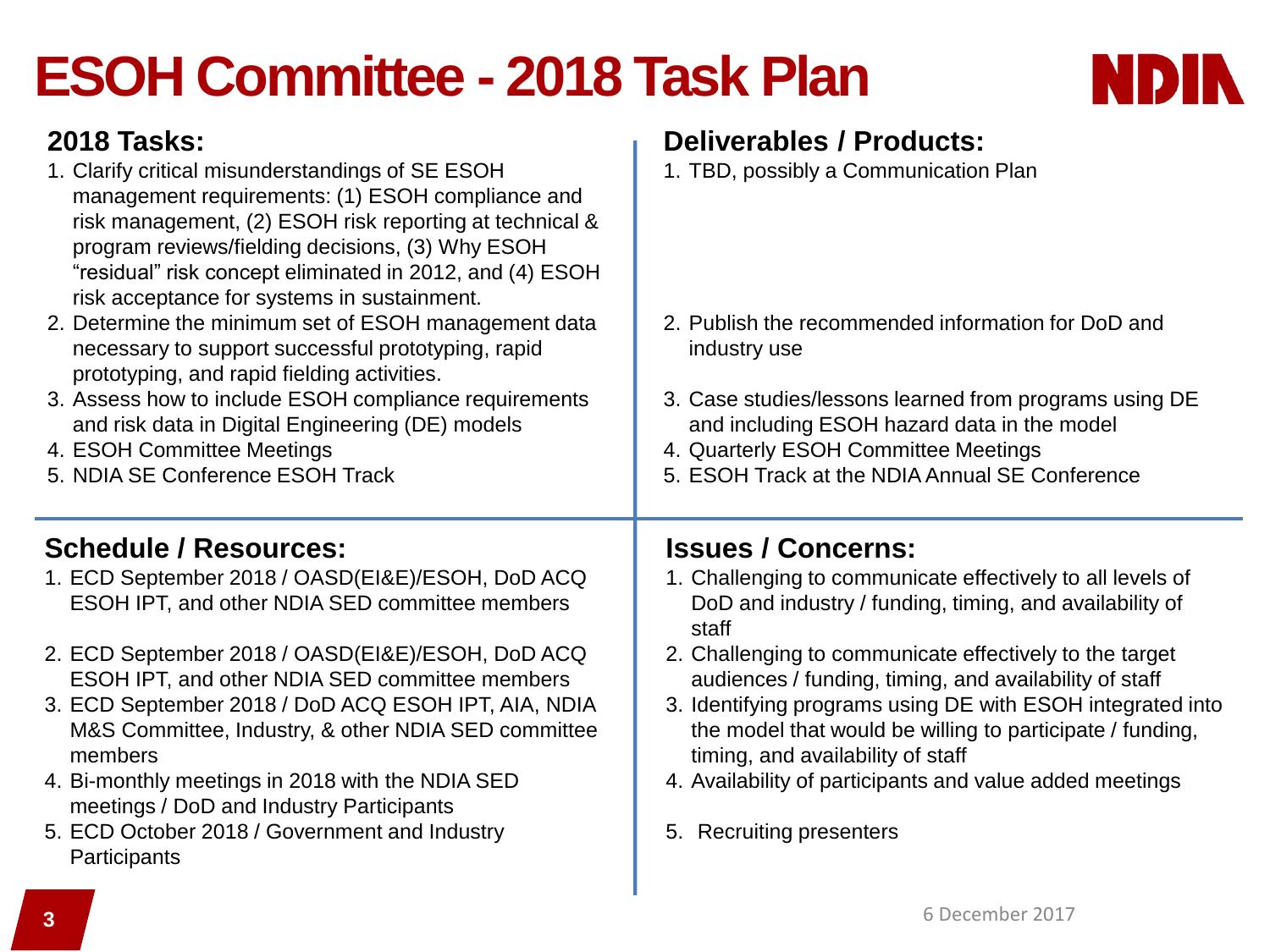# ESOH Committee - 2018 Task Plan

## 2018 Tasks:

1. Clarify critical misunderstandings of SE ESOH management requirements: (1) ESOH compliance and risk management, (2) ESOH risk reporting at technical & program reviews/fielding decisions, (3) Why ESOH "residual" risk concept eliminated in 2012, and (4) ESOH risk acceptance for systems in sustainment.
2. Determine the minimum set of ESOH management data necessary to support successful prototyping, rapid prototyping, and rapid fielding activities.
3. Assess how to include ESOH compliance requirements and risk data in Digital Engineering (DE) models
4. ESOH Committee Meetings
5. NDIA SE Conference ESOH Track

## Deliverables / Products:

1. TBD, possibly a Communication Plan
2. Publish the recommended information for DoD and industry use
3. Case studies/lessons learned from programs using DE and including ESOH hazard data in the model
4. Quarterly ESOH Committee Meetings
5. ESOH Track at the NDIA Annual SE Conference

## Schedule / Resources:

1. ECD September 2018 / OASD(EI&E)/ESOH, DoD ACQ ESOH IPT, and other NDIA SED committee members
2. ECD September 2018 / OASD(EI&E)/ESOH, DoD ACQ ESOH IPT, and other NDIA SED committee members
3. ECD September 2018 / DoD ACQ ESOH IPT, AIA, NDIA M&S Committee, Industry, & other NDIA SED committee members
4. Bi-monthly meetings in 2018 with the NDIA SED meetings / DoD and Industry Participants
5. ECD October 2018 / Government and Industry Participants

## Issues / Concerns:

1. Challenging to communicate effectively to all levels of DoD and industry / funding, timing, and availability of staff
2. Challenging to communicate effectively to the target audiences / funding, timing, and availability of staff
3. Identifying programs using DE with ESOH integrated into the model that would be willing to participate / funding, timing, and availability of staff
4. Availability of participants and value added meetings
5. Recruiting presenters

6 December 2017